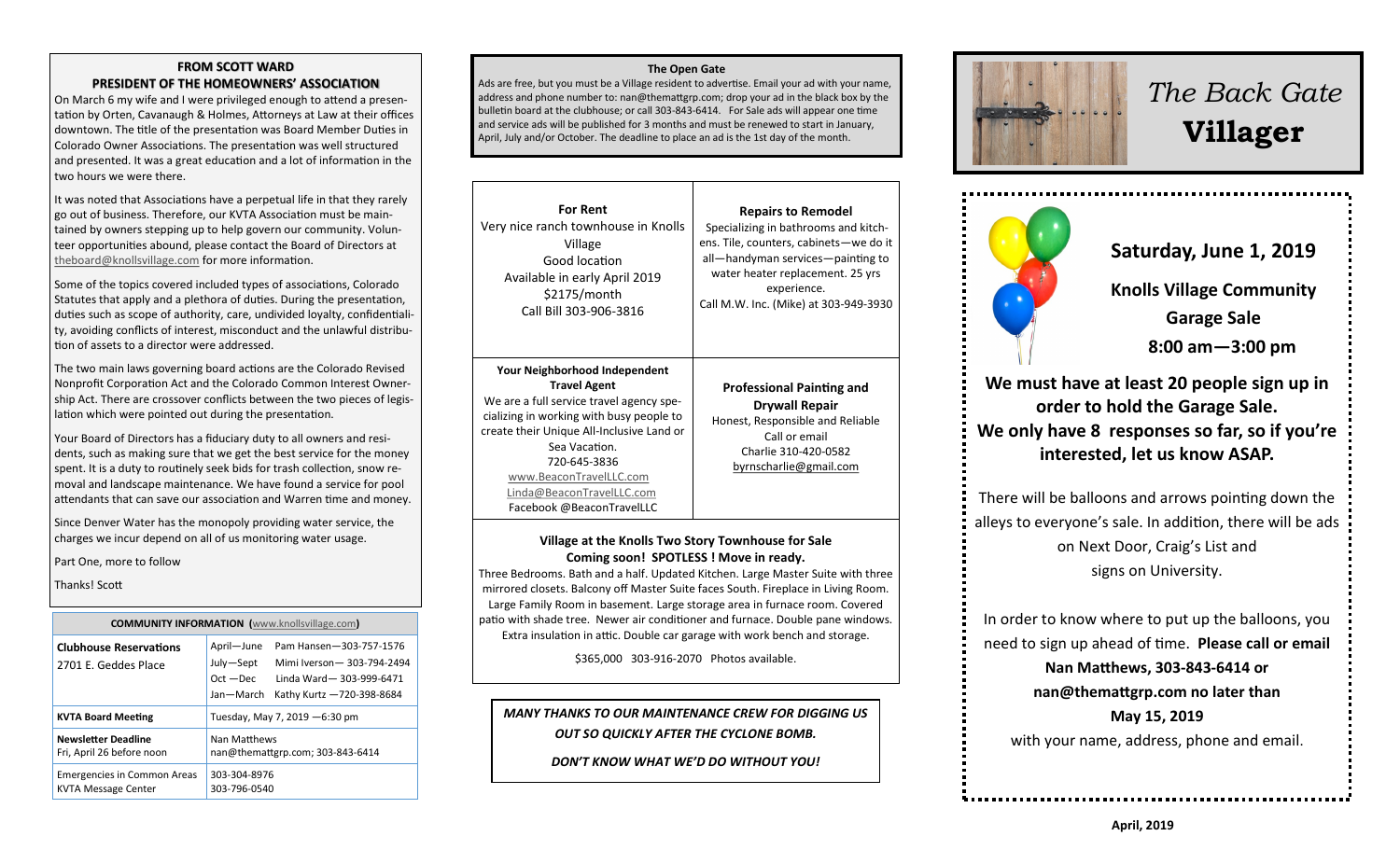## FROM SCOTT WARD
## PRESIDENT OF THE HOMEOWNERS' ASSOCIATION

On March 6 my wife and I were privileged enough to attend a presentation by Orten, Cavanaugh & Holmes, Attorneys at Law at their offices downtown. The title of the presentation was Board Member Duties in Colorado Owner Associations. The presentation was well structured and presented. It was a great education and a lot of information in the two hours we were there.

It was noted that Associations have a perpetual life in that they rarely go out of business. Therefore, our KVTA Association must be maintained by owners stepping up to help govern our community. Volunteer opportunities abound, please contact the Board of Directors at theboard@knollsvillage.com for more information.

Some of the topics covered included types of associations, Colorado Statutes that apply and a plethora of duties. During the presentation, duties such as scope of authority, care, undivided loyalty, confidentiality, avoiding conflicts of interest, misconduct and the unlawful distribution of assets to a director were addressed.

The two main laws governing board actions are the Colorado Revised Nonprofit Corporation Act and the Colorado Common Interest Ownership Act. There are crossover conflicts between the two pieces of legislation which were pointed out during the presentation.

Your Board of Directors has a fiduciary duty to all owners and residents, such as making sure that we get the best service for the money spent. It is a duty to routinely seek bids for trash collection, snow removal and landscape maintenance. We have found a service for pool attendants that can save our association and Warren time and money.

Since Denver Water has the monopoly providing water service, the charges we incur depend on all of us monitoring water usage.

Part One, more to follow

Thanks! Scott

| **COMMUNITY INFORMATION** (www.knollsvillage.com) | |
|---|---|
| **Clubhouse Reservations** 2701 E. Geddes Place | April—June Pam Hansen—303-757-1576<br>July—Sept Mimi Iverson— 303-794-2494<br>Oct —Dec Linda Ward— 303-999-6471<br>Jan—March Kathy Kurtz —720-398-8684 |
| **KVTA Board Meeting** | Tuesday, May 7, 2019 —6:30 pm |
| **Newsletter Deadline** Fri, April 26 before noon | Nan Matthews nan@themattgrp.com; 303-843-6414 |
| Emergencies in Common Areas<br>KVTA Message Center | 303-304-8976<br>303-796-0540 |

### The Open Gate

Ads are free, but you must be a Village resident to advertise. Email your ad with your name, address and phone number to: nan@themattgrp.com; drop your ad in the black box by the bulletin board at the clubhouse; or call 303-843-6414. For Sale ads will appear one time and service ads will be published for 3 months and must be renewed to start in January, April, July and/or October. The deadline to place an ad is the 1st day of the month.

**For Rent**
Very nice ranch townhouse in Knolls Village
Good location
Available in early April 2019
$2175/month
Call Bill 303-906-3816

**Repairs to Remodel**
Specializing in bathrooms and kitchens. Tile, counters, cabinets—we do it all—handyman services—painting to water heater replacement. 25 yrs experience.
Call M.W. Inc. (Mike) at 303-949-3930

**Your Neighborhood Independent Travel Agent**
We are a full service travel agency specializing in working with busy people to create their Unique All-Inclusive Land or Sea Vacation.
720-645-3836
www.BeaconTravelLLC.com
Linda@BeaconTravelLLC.com
Facebook @BeaconTravelLLC

**Professional Painting and Drywall Repair**
Honest, Responsible and Reliable
Call or email
Charlie 310-420-0582
byrnscharlie@gmail.com

**Village at the Knolls Two Story Townhouse for Sale**
**Coming soon! SPOTLESS ! Move in ready.**
Three Bedrooms. Bath and a half. Updated Kitchen. Large Master Suite with three mirrored closets. Balcony off Master Suite faces South. Fireplace in Living Room. Large Family Room in basement. Large storage area in furnace room. Covered patio with shade tree. Newer air conditioner and furnace. Double pane windows. Extra insulation in attic. Double car garage with work bench and storage.

$365,000 303-916-2070 Photos available.

***MANY THANKS TO OUR MAINTENANCE CREW FOR DIGGING US OUT SO QUICKLY AFTER THE CYCLONE BOMB.***

***DON'T KNOW WHAT WE'D DO WITHOUT YOU!***

# *The Back Gate* **Villager**

## Saturday, June 1, 2019

**Knolls Village Community Garage Sale**

**8:00 am—3:00 pm**

**We must have at least 20 people sign up in order to hold the Garage Sale. We only have 8 responses so far, so if you're interested, let us know ASAP.**

There will be balloons and arrows pointing down the alleys to everyone's sale. In addition, there will be ads on Next Door, Craig's List and signs on University.

In order to know where to put up the balloons, you need to sign up ahead of time. **Please call or email Nan Matthews, 303-843-6414 or nan@themattgrp.com no later than May 15, 2019** with your name, address, phone and email.

**April, 2019**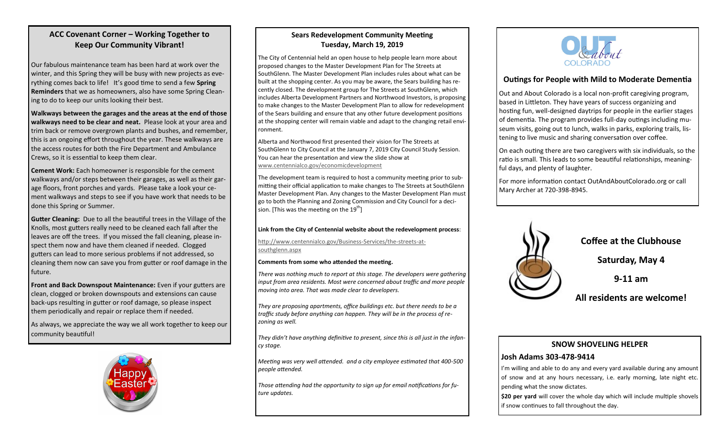## ACC Covenant Corner – Working Together to Keep Our Community Vibrant!

Our fabulous maintenance team has been hard at work over the winter, and this Spring they will be busy with new projects as everything comes back to life! It's good time to send a few **Spring Reminders** that we as homeowners, also have some Spring Cleaning to do to keep our units looking their best.

**Walkways between the garages and the areas at the end of those walkways need to be clear and neat.** Please look at your area and trim back or remove overgrown plants and bushes, and remember, this is an ongoing effort throughout the year. These walkways are the access routes for both the Fire Department and Ambulance Crews, so it is essential to keep them clear.

**Cement Work:** Each homeowner is responsible for the cement walkways and/or steps between their garages, as well as their garage floors, front porches and yards. Please take a look your cement walkways and steps to see if you have work that needs to be done this Spring or Summer.

**Gutter Cleaning:** Due to all the beautiful trees in the Village of the Knolls, most gutters really need to be cleaned each fall after the leaves are off the trees. If you missed the fall cleaning, please inspect them now and have them cleaned if needed. Clogged gutters can lead to more serious problems if not addressed, so cleaning them now can save you from gutter or roof damage in the future.

**Front and Back Downspout Maintenance:** Even if your gutters are clean, clogged or broken downspouts and extensions can cause back-ups resulting in gutter or roof damage, so please inspect them periodically and repair or replace them if needed.

As always, we appreciate the way we all work together to keep our community beautiful!

Happy Easter

## Sears Redevelopment Community Meeting
### Tuesday, March 19, 2019

The City of Centennial held an open house to help people learn more about proposed changes to the Master Development Plan for The Streets at SouthGlenn. The Master Development Plan includes rules about what can be built at the shopping center. As you may be aware, the Sears building has recently closed. The development group for The Streets at SouthGlenn, which includes Alberta Development Partners and Northwood Investors, is proposing to make changes to the Master Development Plan to allow for redevelopment of the Sears building and ensure that any other future development positions at the shopping center will remain viable and adapt to the changing retail environment.

Alberta and Northwood first presented their vision for The Streets at SouthGlenn to City Council at the January 7, 2019 City Council Study Session. You can hear the presentation and view the slide show at www.centennialco.gov/economicdevelopment

The development team is required to host a community meeting prior to submitting their official application to make changes to The Streets at SouthGlenn Master Development Plan. Any changes to the Master Development Plan must go to both the Planning and Zoning Commission and City Council for a decision. [This was the meeting on the 19th]

**Link from the City of Centennial website about the redevelopment process**:

http://www.centennialco.gov/Business-Services/the-streets-at-southglenn.aspx

**Comments from some who attended the meeting.**

*There was nothing much to report at this stage. The developers were gathering input from area residents. Most were concerned about traffic and more people moving into area. That was made clear to developers.*

*They are proposing apartments, office buildings etc. but there needs to be a traffic study before anything can happen. They will be in the process of re-zoning as well.*

*They didn't have anything definitive to present, since this is all just in the infancy stage.*

*Meeting was very well attended. and a city employee estimated that 400-500 people attended.*

*Those attending had the opportunity to sign up for email notifications for future updates.*

OUT & about COLORADO

## Outings for People with Mild to Moderate Dementia

Out and About Colorado is a local non-profit caregiving program, based in Littleton. They have years of success organizing and hosting fun, well-designed daytrips for people in the earlier stages of dementia. The program provides full-day outings including museum visits, going out to lunch, walks in parks, exploring trails, listening to live music and sharing conversation over coffee.

On each outing there are two caregivers with six individuals, so the ratio is small. This leads to some beautiful relationships, meaningful days, and plenty of laughter.

For more information contact OutAndAboutColorado.org or call Mary Archer at 720-398-8945.

## Coffee at the Clubhouse

**Saturday, May 4**

**9-11 am**

**All residents are welcome!**

## SNOW SHOVELING HELPER

**Josh Adams 303-478-9414**

I'm willing and able to do any and every yard available during any amount of snow and at any hours necessary, i.e. early morning, late night etc. pending what the snow dictates.

**$20 per yard** will cover the whole day which will include multiple shovels if snow continues to fall throughout the day.